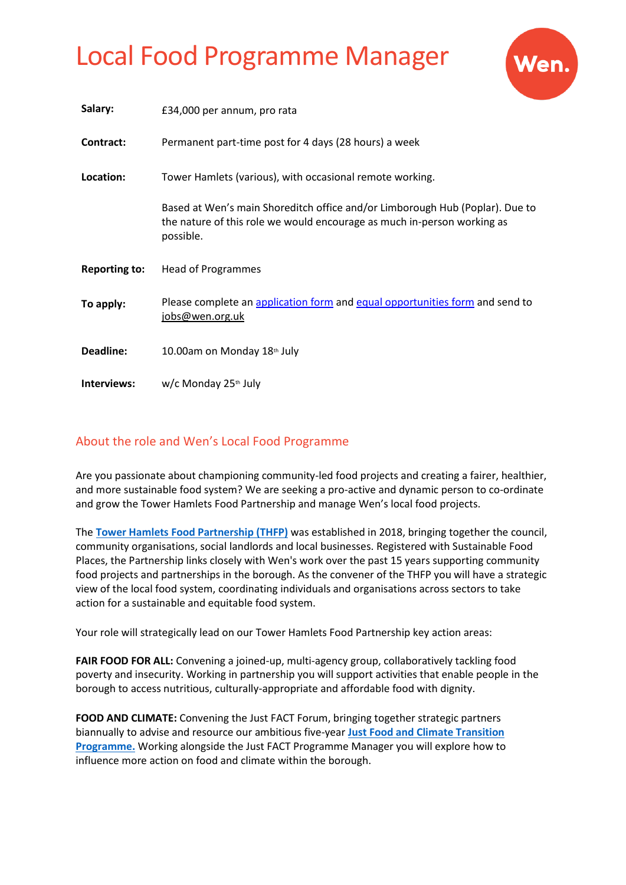# Local Food Programme Manager

Wen.

| | |
|---|---|
| **Salary:** | £34,000 per annum, pro rata |
| **Contract:** | Permanent part-time post for 4 days (28 hours) a week |
| **Location:** | Tower Hamlets (various), with occasional remote working.<br><br>Based at Wen's main Shoreditch office and/or Limborough Hub (Poplar). Due to the nature of this role we would encourage as much in-person working as possible. |
| **Reporting to:** | Head of Programmes |
| **To apply:** | Please complete an application form and equal opportunities form and send to jobs@wen.org.uk |
| **Deadline:** | 10.00am on Monday 18th July |
| **Interviews:** | w/c Monday 25th July |

## About the role and Wen's Local Food Programme

Are you passionate about championing community-led food projects and creating a fairer, healthier, and more sustainable food system? We are seeking a pro-active and dynamic person to co-ordinate and grow the Tower Hamlets Food Partnership and manage Wen's local food projects.

The **Tower Hamlets Food Partnership (THFP)** was established in 2018, bringing together the council, community organisations, social landlords and local businesses. Registered with Sustainable Food Places, the Partnership links closely with Wen's work over the past 15 years supporting community food projects and partnerships in the borough. As the convener of the THFP you will have a strategic view of the local food system, coordinating individuals and organisations across sectors to take action for a sustainable and equitable food system.

Your role will strategically lead on our Tower Hamlets Food Partnership key action areas:

**FAIR FOOD FOR ALL:** Convening a joined-up, multi-agency group, collaboratively tackling food poverty and insecurity. Working in partnership you will support activities that enable people in the borough to access nutritious, culturally-appropriate and affordable food with dignity.

**FOOD AND CLIMATE:** Convening the Just FACT Forum, bringing together strategic partners biannually to advise and resource our ambitious five-year **Just Food and Climate Transition Programme.** Working alongside the Just FACT Programme Manager you will explore how to influence more action on food and climate within the borough.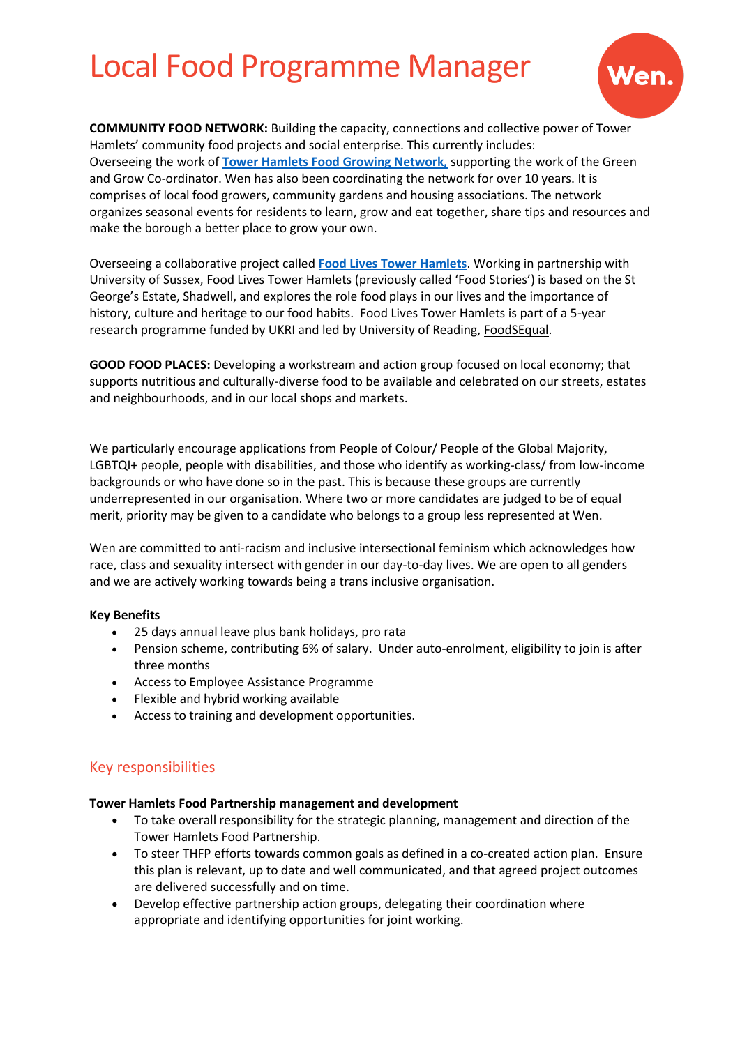# Local Food Programme Manager

**COMMUNITY FOOD NETWORK:** Building the capacity, connections and collective power of Tower Hamlets' community food projects and social enterprise. This currently includes: Overseeing the work of **Tower Hamlets Food Growing Network,** supporting the work of the Green and Grow Co-ordinator. Wen has also been coordinating the network for over 10 years. It is comprises of local food growers, community gardens and housing associations. The network organizes seasonal events for residents to learn, grow and eat together, share tips and resources and make the borough a better place to grow your own.

Overseeing a collaborative project called **Food Lives Tower Hamlets**. Working in partnership with University of Sussex, Food Lives Tower Hamlets (previously called 'Food Stories') is based on the St George's Estate, Shadwell, and explores the role food plays in our lives and the importance of history, culture and heritage to our food habits. Food Lives Tower Hamlets is part of a 5-year research programme funded by UKRI and led by University of Reading, FoodSEqual.

**GOOD FOOD PLACES:** Developing a workstream and action group focused on local economy; that supports nutritious and culturally-diverse food to be available and celebrated on our streets, estates and neighbourhoods, and in our local shops and markets.

We particularly encourage applications from People of Colour/ People of the Global Majority, LGBTQI+ people, people with disabilities, and those who identify as working-class/ from low-income backgrounds or who have done so in the past. This is because these groups are currently underrepresented in our organisation. Where two or more candidates are judged to be of equal merit, priority may be given to a candidate who belongs to a group less represented at Wen.

Wen are committed to anti-racism and inclusive intersectional feminism which acknowledges how race, class and sexuality intersect with gender in our day-to-day lives. We are open to all genders and we are actively working towards being a trans inclusive organisation.

**Key Benefits**

- 25 days annual leave plus bank holidays, pro rata
- Pension scheme, contributing 6% of salary. Under auto-enrolment, eligibility to join is after three months
- Access to Employee Assistance Programme
- Flexible and hybrid working available
- Access to training and development opportunities.

## Key responsibilities

**Tower Hamlets Food Partnership management and development**

- To take overall responsibility for the strategic planning, management and direction of the Tower Hamlets Food Partnership.
- To steer THFP efforts towards common goals as defined in a co-created action plan. Ensure this plan is relevant, up to date and well communicated, and that agreed project outcomes are delivered successfully and on time.
- Develop effective partnership action groups, delegating their coordination where appropriate and identifying opportunities for joint working.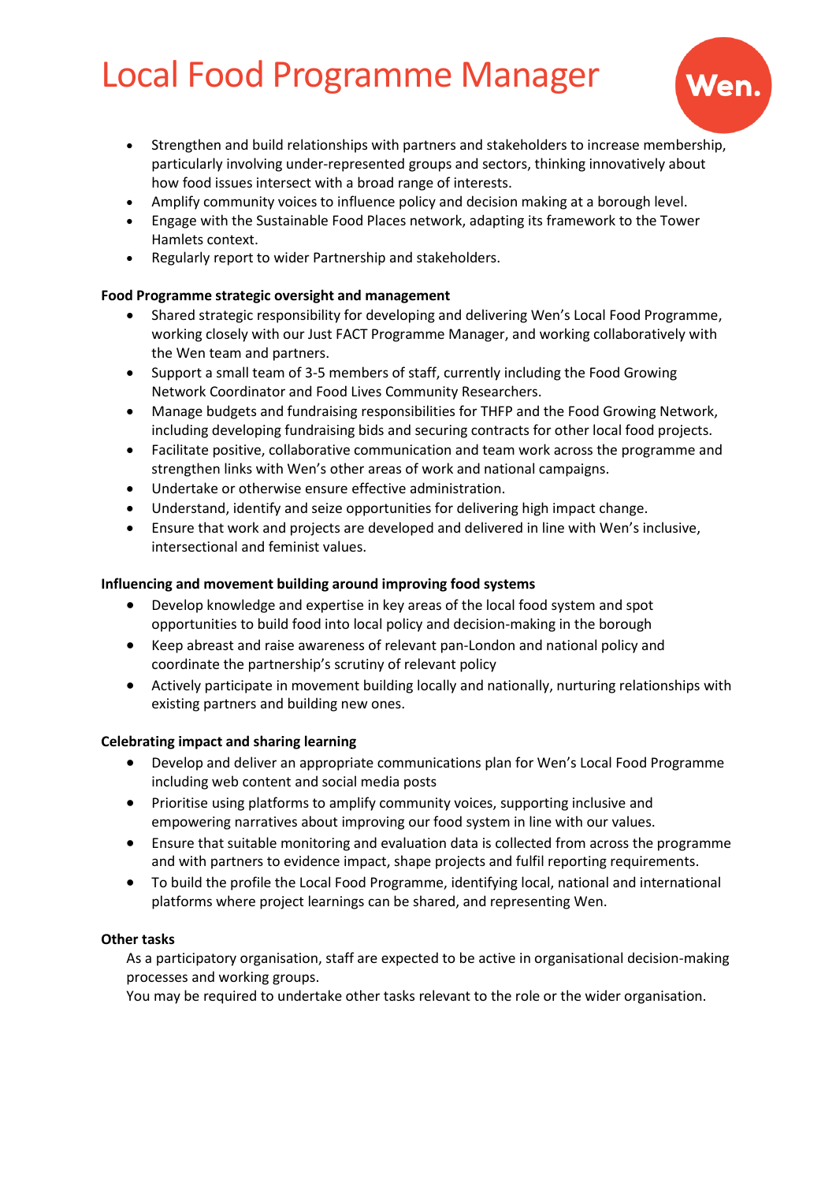- Strengthen and build relationships with partners and stakeholders to increase membership, particularly involving under-represented groups and sectors, thinking innovatively about how food issues intersect with a broad range of interests.
- Amplify community voices to influence policy and decision making at a borough level.
- Engage with the Sustainable Food Places network, adapting its framework to the Tower Hamlets context.
- Regularly report to wider Partnership and stakeholders.

**Food Programme strategic oversight and management**

- Shared strategic responsibility for developing and delivering Wen's Local Food Programme, working closely with our Just FACT Programme Manager, and working collaboratively with the Wen team and partners.
- Support a small team of 3-5 members of staff, currently including the Food Growing Network Coordinator and Food Lives Community Researchers.
- Manage budgets and fundraising responsibilities for THFP and the Food Growing Network, including developing fundraising bids and securing contracts for other local food projects.
- Facilitate positive, collaborative communication and team work across the programme and strengthen links with Wen's other areas of work and national campaigns.
- Undertake or otherwise ensure effective administration.
- Understand, identify and seize opportunities for delivering high impact change.
- Ensure that work and projects are developed and delivered in line with Wen's inclusive, intersectional and feminist values.

**Influencing and movement building around improving food systems**

- Develop knowledge and expertise in key areas of the local food system and spot opportunities to build food into local policy and decision-making in the borough
- Keep abreast and raise awareness of relevant pan-London and national policy and coordinate the partnership's scrutiny of relevant policy
- Actively participate in movement building locally and nationally, nurturing relationships with existing partners and building new ones.

**Celebrating impact and sharing learning**

- Develop and deliver an appropriate communications plan for Wen's Local Food Programme including web content and social media posts
- Prioritise using platforms to amplify community voices, supporting inclusive and empowering narratives about improving our food system in line with our values.
- Ensure that suitable monitoring and evaluation data is collected from across the programme and with partners to evidence impact, shape projects and fulfil reporting requirements.
- To build the profile the Local Food Programme, identifying local, national and international platforms where project learnings can be shared, and representing Wen.

**Other tasks**

As a participatory organisation, staff are expected to be active in organisational decision-making processes and working groups.

You may be required to undertake other tasks relevant to the role or the wider organisation.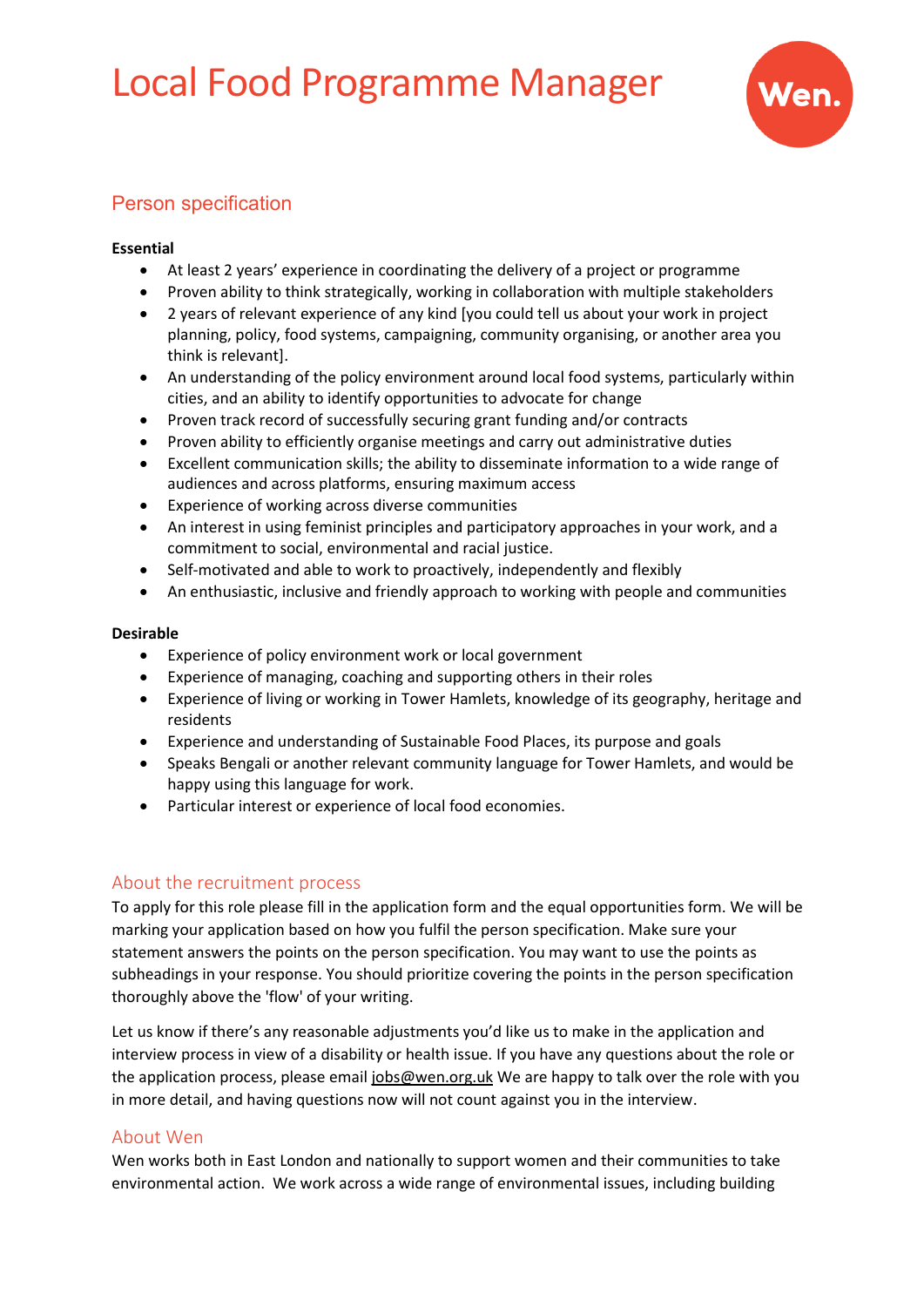# Local Food Programme Manager

## Person specification

**Essential**

- At least 2 years' experience in coordinating the delivery of a project or programme
- Proven ability to think strategically, working in collaboration with multiple stakeholders
- 2 years of relevant experience of any kind [you could tell us about your work in project planning, policy, food systems, campaigning, community organising, or another area you think is relevant].
- An understanding of the policy environment around local food systems, particularly within cities, and an ability to identify opportunities to advocate for change
- Proven track record of successfully securing grant funding and/or contracts
- Proven ability to efficiently organise meetings and carry out administrative duties
- Excellent communication skills; the ability to disseminate information to a wide range of audiences and across platforms, ensuring maximum access
- Experience of working across diverse communities
- An interest in using feminist principles and participatory approaches in your work, and a commitment to social, environmental and racial justice.
- Self-motivated and able to work to proactively, independently and flexibly
- An enthusiastic, inclusive and friendly approach to working with people and communities

**Desirable**

- Experience of policy environment work or local government
- Experience of managing, coaching and supporting others in their roles
- Experience of living or working in Tower Hamlets, knowledge of its geography, heritage and residents
- Experience and understanding of Sustainable Food Places, its purpose and goals
- Speaks Bengali or another relevant community language for Tower Hamlets, and would be happy using this language for work.
- Particular interest or experience of local food economies.

## About the recruitment process

To apply for this role please fill in the application form and the equal opportunities form. We will be marking your application based on how you fulfil the person specification. Make sure your statement answers the points on the person specification. You may want to use the points as subheadings in your response. You should prioritize covering the points in the person specification thoroughly above the 'flow' of your writing.

Let us know if there's any reasonable adjustments you'd like us to make in the application and interview process in view of a disability or health issue. If you have any questions about the role or the application process, please email jobs@wen.org.uk We are happy to talk over the role with you in more detail, and having questions now will not count against you in the interview.

## About Wen

Wen works both in East London and nationally to support women and their communities to take environmental action. We work across a wide range of environmental issues, including building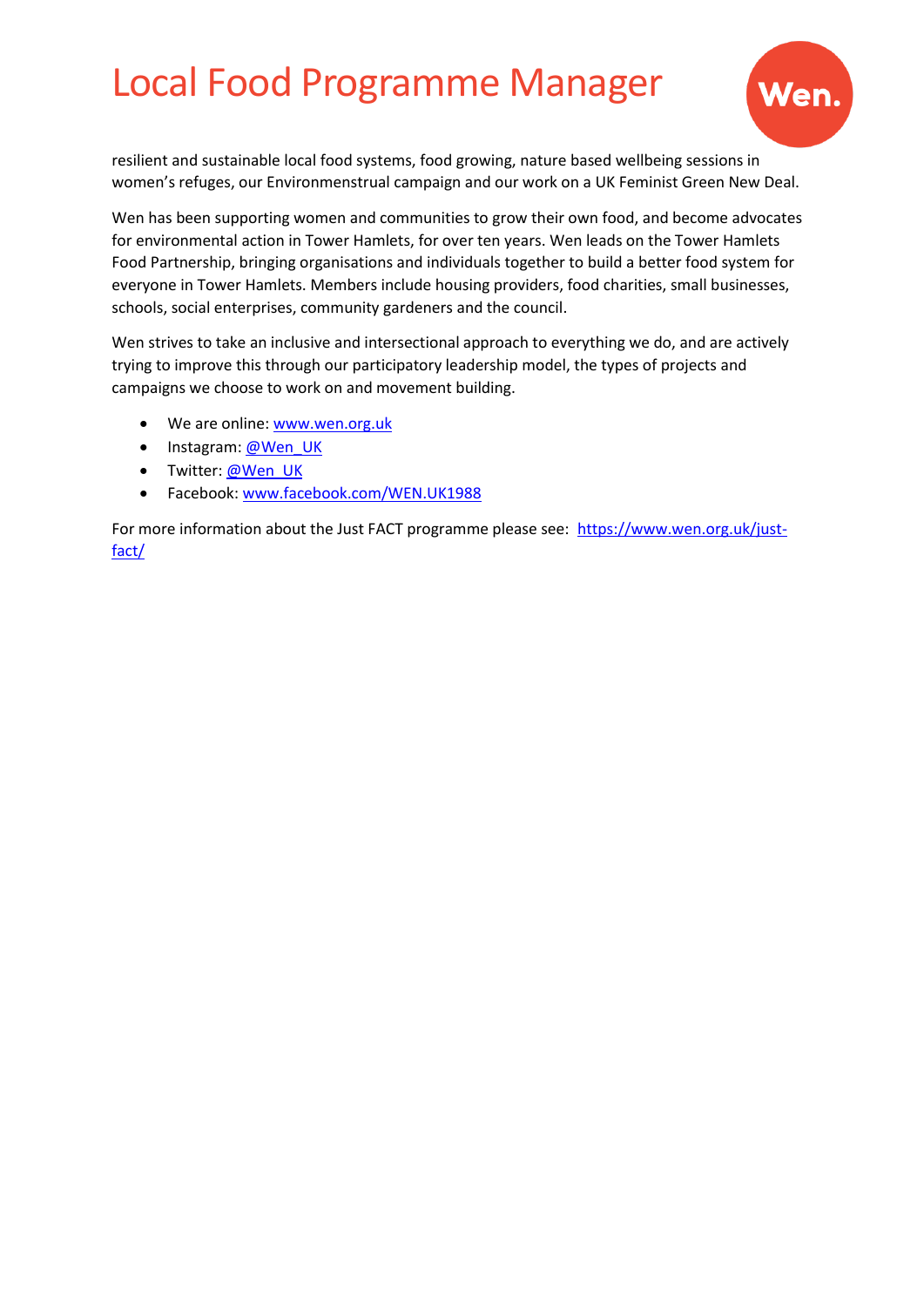resilient and sustainable local food systems, food growing, nature based wellbeing sessions in women's refuges, our Environmenstrual campaign and our work on a UK Feminist Green New Deal.

Wen has been supporting women and communities to grow their own food, and become advocates for environmental action in Tower Hamlets, for over ten years. Wen leads on the Tower Hamlets Food Partnership, bringing organisations and individuals together to build a better food system for everyone in Tower Hamlets. Members include housing providers, food charities, small businesses, schools, social enterprises, community gardeners and the council.

Wen strives to take an inclusive and intersectional approach to everything we do, and are actively trying to improve this through our participatory leadership model, the types of projects and campaigns we choose to work on and movement building.

- We are online: [www.wen.org.uk](http://www.wen.org.uk)
- Instagram: @Wen_UK
- Twitter: @Wen_UK
- Facebook: [www.facebook.com/WEN.UK1988](http://www.facebook.com/WEN.UK1988)

For more information about the Just FACT programme please see: https://www.wen.org.uk/just-fact/